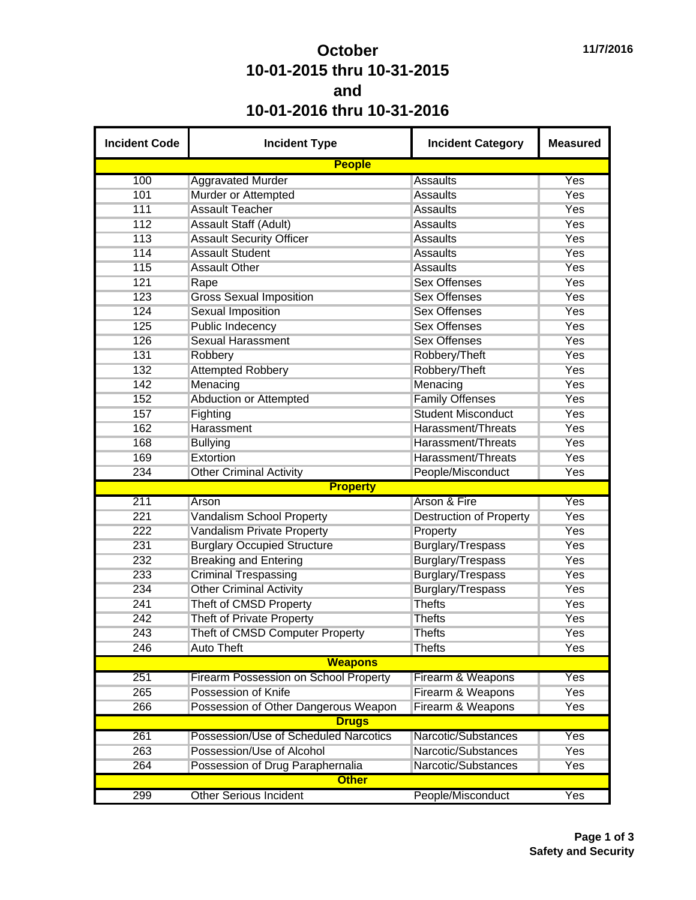# October
# 10-01-2015 thru 10-31-2015
# and
# 10-01-2016 thru 10-31-2016

11/7/2016

| Incident Code | Incident Type | Incident Category | Measured |
| --- | --- | --- | --- |
| **People** | | | |
| 100 | Aggravated Murder | Assaults | Yes |
| 101 | Murder or Attempted | Assaults | Yes |
| 111 | Assault Teacher | Assaults | Yes |
| 112 | Assault Staff (Adult) | Assaults | Yes |
| 113 | Assault Security Officer | Assaults | Yes |
| 114 | Assault Student | Assaults | Yes |
| 115 | Assault Other | Assaults | Yes |
| 121 | Rape | Sex Offenses | Yes |
| 123 | Gross Sexual Imposition | Sex Offenses | Yes |
| 124 | Sexual Imposition | Sex Offenses | Yes |
| 125 | Public Indecency | Sex Offenses | Yes |
| 126 | Sexual Harassment | Sex Offenses | Yes |
| 131 | Robbery | Robbery/Theft | Yes |
| 132 | Attempted Robbery | Robbery/Theft | Yes |
| 142 | Menacing | Menacing | Yes |
| 152 | Abduction or Attempted | Family Offenses | Yes |
| 157 | Fighting | Student Misconduct | Yes |
| 162 | Harassment | Harassment/Threats | Yes |
| 168 | Bullying | Harassment/Threats | Yes |
| 169 | Extortion | Harassment/Threats | Yes |
| 234 | Other Criminal Activity | People/Misconduct | Yes |
| **Property** | | | |
| 211 | Arson | Arson & Fire | Yes |
| 221 | Vandalism School Property | Destruction of Property | Yes |
| 222 | Vandalism Private Property | Property | Yes |
| 231 | Burglary Occupied Structure | Burglary/Trespass | Yes |
| 232 | Breaking and Entering | Burglary/Trespass | Yes |
| 233 | Criminal Trespassing | Burglary/Trespass | Yes |
| 234 | Other Criminal Activity | Burglary/Trespass | Yes |
| 241 | Theft of CMSD Property | Thefts | Yes |
| 242 | Theft of Private Property | Thefts | Yes |
| 243 | Theft of CMSD Computer Property | Thefts | Yes |
| 246 | Auto Theft | Thefts | Yes |
| **Weapons** | | | |
| 251 | Firearm Possession on School Property | Firearm & Weapons | Yes |
| 265 | Possession of Knife | Firearm & Weapons | Yes |
| 266 | Possession of Other Dangerous Weapon | Firearm & Weapons | Yes |
| **Drugs** | | | |
| 261 | Possession/Use of Scheduled Narcotics | Narcotic/Substances | Yes |
| 263 | Possession/Use of Alcohol | Narcotic/Substances | Yes |
| 264 | Possession of Drug Paraphernalia | Narcotic/Substances | Yes |
| **Other** | | | |
| 299 | Other Serious Incident | People/Misconduct | Yes |

Safety and Security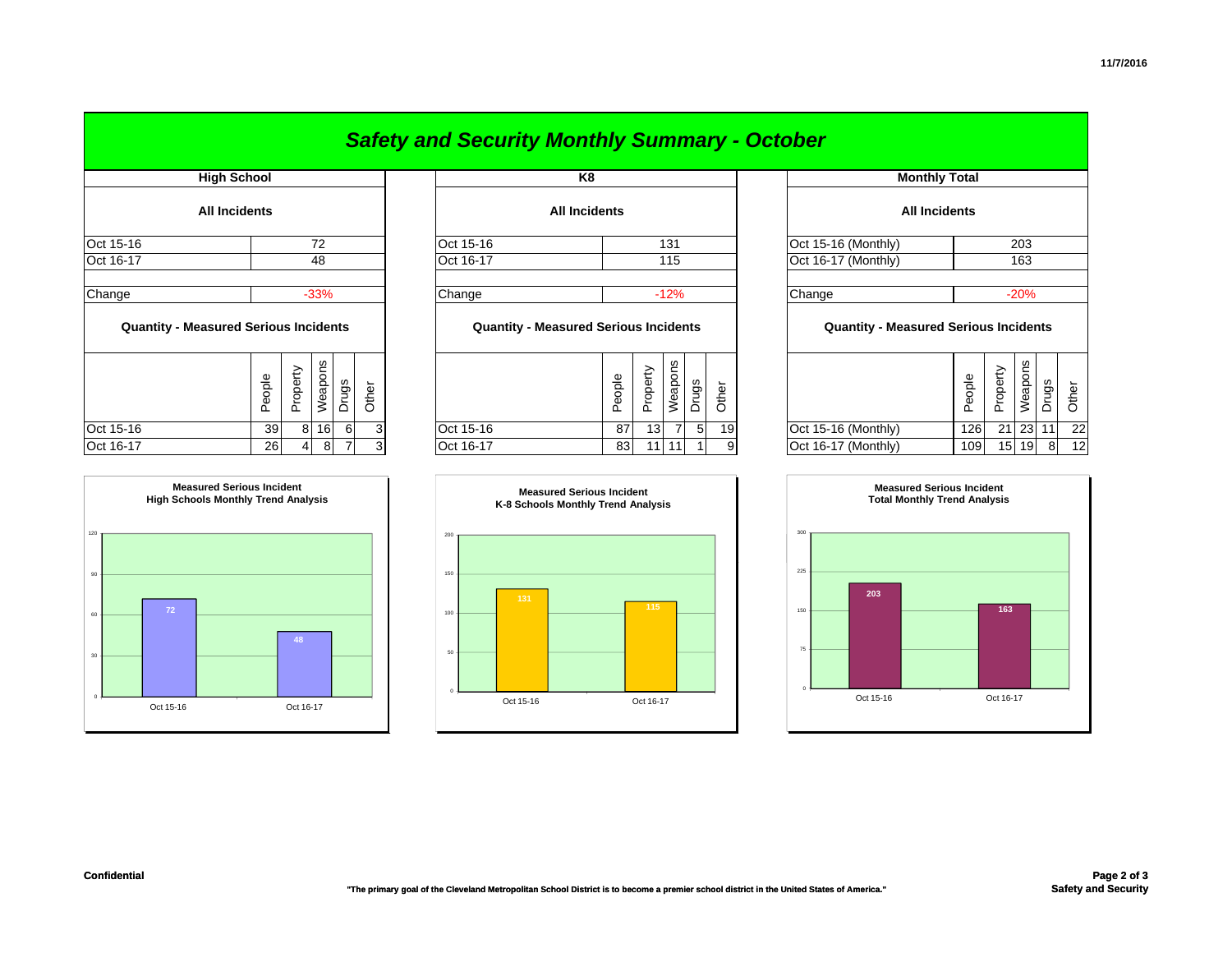# Safety and Security Monthly Summary - October

## High School

### All Incidents

| | |
|---|---|
| Oct 15-16 | 72 |
| Oct 16-17 | 48 |
| Change | -33% |

### Quantity - Measured Serious Incidents

| | People | Property | Weapons | Drugs | Other |
|---|---|---|---|---|---|
| Oct 15-16 | 39 | 8 | 16 | 6 | 3 |
| Oct 16-17 | 26 | 4 | 8 | 7 | 3 |

**Measured Serious Incident**
**High Schools Monthly Trend Analysis**

| | Oct 15-16 | Oct 16-17 |
|---|---|---|
| Incidents | 72 | 48 |

## K8

### All Incidents

| | |
|---|---|
| Oct 15-16 | 131 |
| Oct 16-17 | 115 |
| Change | -12% |

### Quantity - Measured Serious Incidents

| | People | Property | Weapons | Drugs | Other |
|---|---|---|---|---|---|
| Oct 15-16 | 87 | 13 | 7 | 5 | 19 |
| Oct 16-17 | 83 | 11 | 11 | 1 | 9 |

**Measured Serious Incident**
**K-8 Schools Monthly Trend Analysis**

| | Oct 15-16 | Oct 16-17 |
|---|---|---|
| Incidents | 131 | 115 |

## Monthly Total

### All Incidents

| | |
|---|---|
| Oct 15-16 (Monthly) | 203 |
| Oct 16-17 (Monthly) | 163 |
| Change | -20% |

### Quantity - Measured Serious Incidents

| | People | Property | Weapons | Drugs | Other |
|---|---|---|---|---|---|
| Oct 15-16 (Monthly) | 126 | 21 | 23 | 11 | 22 |
| Oct 16-17 (Monthly) | 109 | 15 | 19 | 8 | 12 |

**Measured Serious Incident**
**Total Monthly Trend Analysis**

| | Oct 15-16 | Oct 16-17 |
|---|---|---|
| Incidents | 203 | 163 |

**Confidential**

**"The primary goal of the Cleveland Metropolitan School District is to become a premier school district in the United States of America."**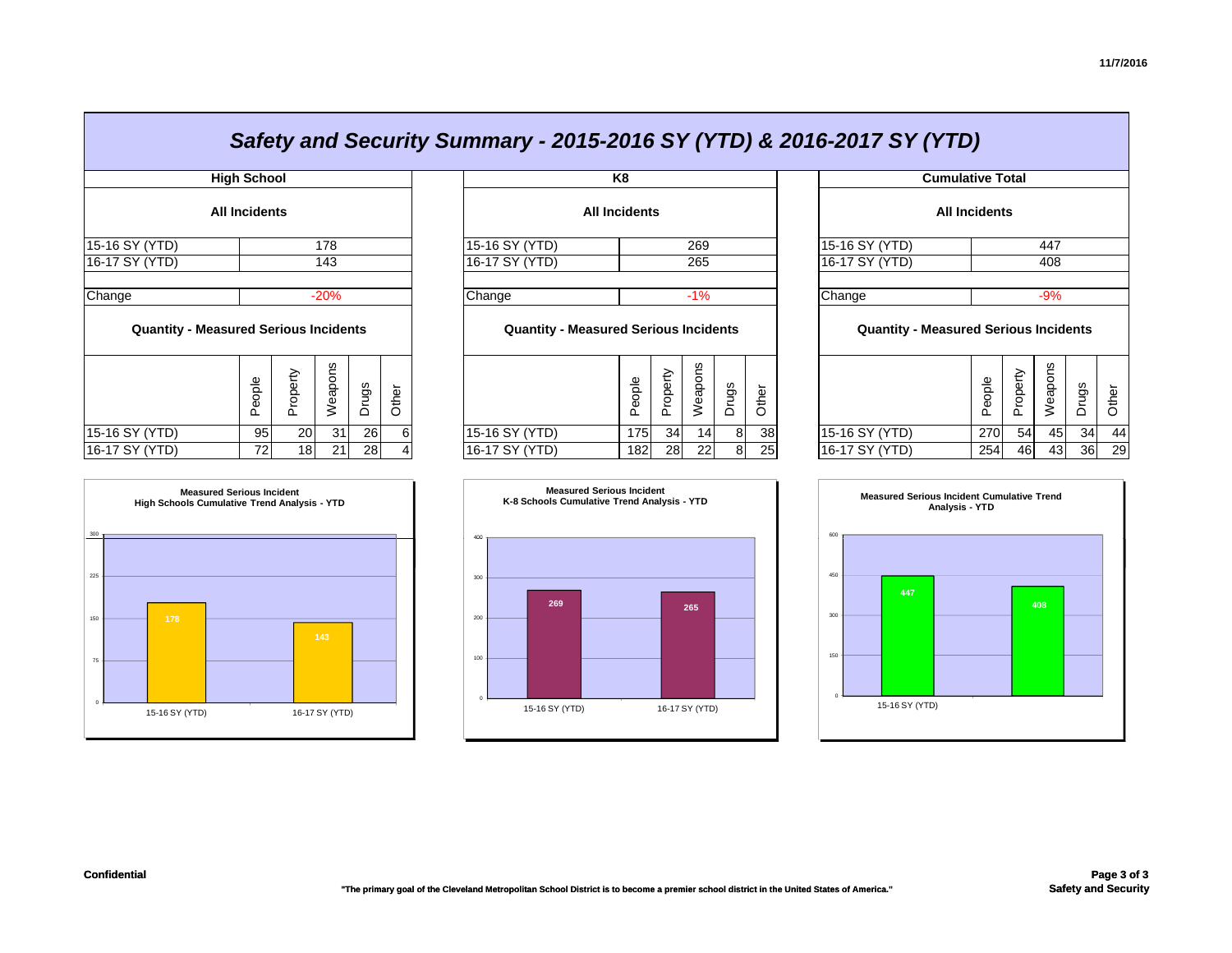# Safety and Security Summary - 2015-2016 SY (YTD) & 2016-2017 SY (YTD)

## High School

**All Incidents**

| | |
|---|---|
| 15-16 SY (YTD) | 178 |
| 16-17 SY (YTD) | 143 |
| Change | -20% |

**Quantity - Measured Serious Incidents**

| | People | Property | Weapons | Drugs | Other |
|---|---|---|---|---|---|
| 15-16 SY (YTD) | 95 | 20 | 31 | 26 | 6 |
| 16-17 SY (YTD) | 72 | 18 | 21 | 28 | 4 |

## K8

**All Incidents**

| | |
|---|---|
| 15-16 SY (YTD) | 269 |
| 16-17 SY (YTD) | 265 |
| Change | -1% |

**Quantity - Measured Serious Incidents**

| | People | Property | Weapons | Drugs | Other |
|---|---|---|---|---|---|
| 15-16 SY (YTD) | 175 | 34 | 14 | 8 | 38 |
| 16-17 SY (YTD) | 182 | 28 | 22 | 8 | 25 |

## Cumulative Total

**All Incidents**

| | |
|---|---|
| 15-16 SY (YTD) | 447 |
| 16-17 SY (YTD) | 408 |
| Change | -9% |

**Quantity - Measured Serious Incidents**

| | People | Property | Weapons | Drugs | Other |
|---|---|---|---|---|---|
| 15-16 SY (YTD) | 270 | 54 | 45 | 34 | 44 |
| 16-17 SY (YTD) | 254 | 46 | 43 | 36 | 29 |

**Measured Serious Incident**
**High Schools Cumulative Trend Analysis - YTD**

300
225
150
75
0
178
143
15-16 SY (YTD)
16-17 SY (YTD)

**Measured Serious Incident**
**K-8 Schools Cumulative Trend Analysis - YTD**

400
300
200
100
0
269
265
15-16 SY (YTD)
16-17 SY (YTD)

**Measured Serious Incident Cumulative Trend Analysis - YTD**

600
450
300
150
0
447
408
15-16 SY (YTD)

Confidential

"The primary goal of the Cleveland Metropolitan School District is to become a premier school district in the United States of America."

Safety and Security